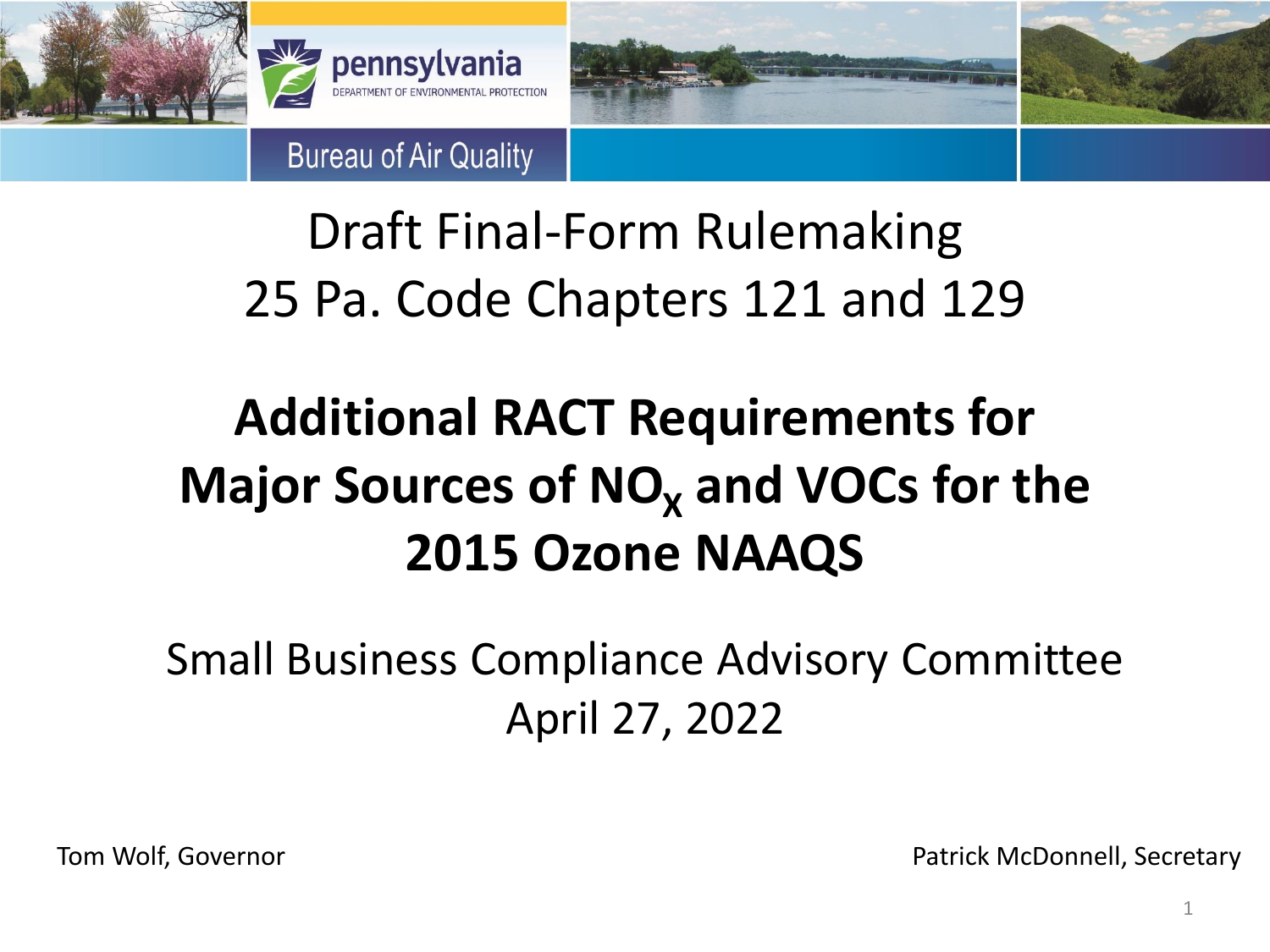pennsylvania

DEPARTMENT OF ENVIRONMENTAL PROTECTION

Bureau of Air Quality

Draft Final-Form Rulemaking

25 Pa. Code Chapters 121 and 129

# Additional RACT Requirements for Major Sources of $NO_X$ and VOCs for the 2015 Ozone NAAQS

Small Business Compliance Advisory Committee

April 27, 2022

Tom Wolf, Governor

Patrick McDonnell, Secretary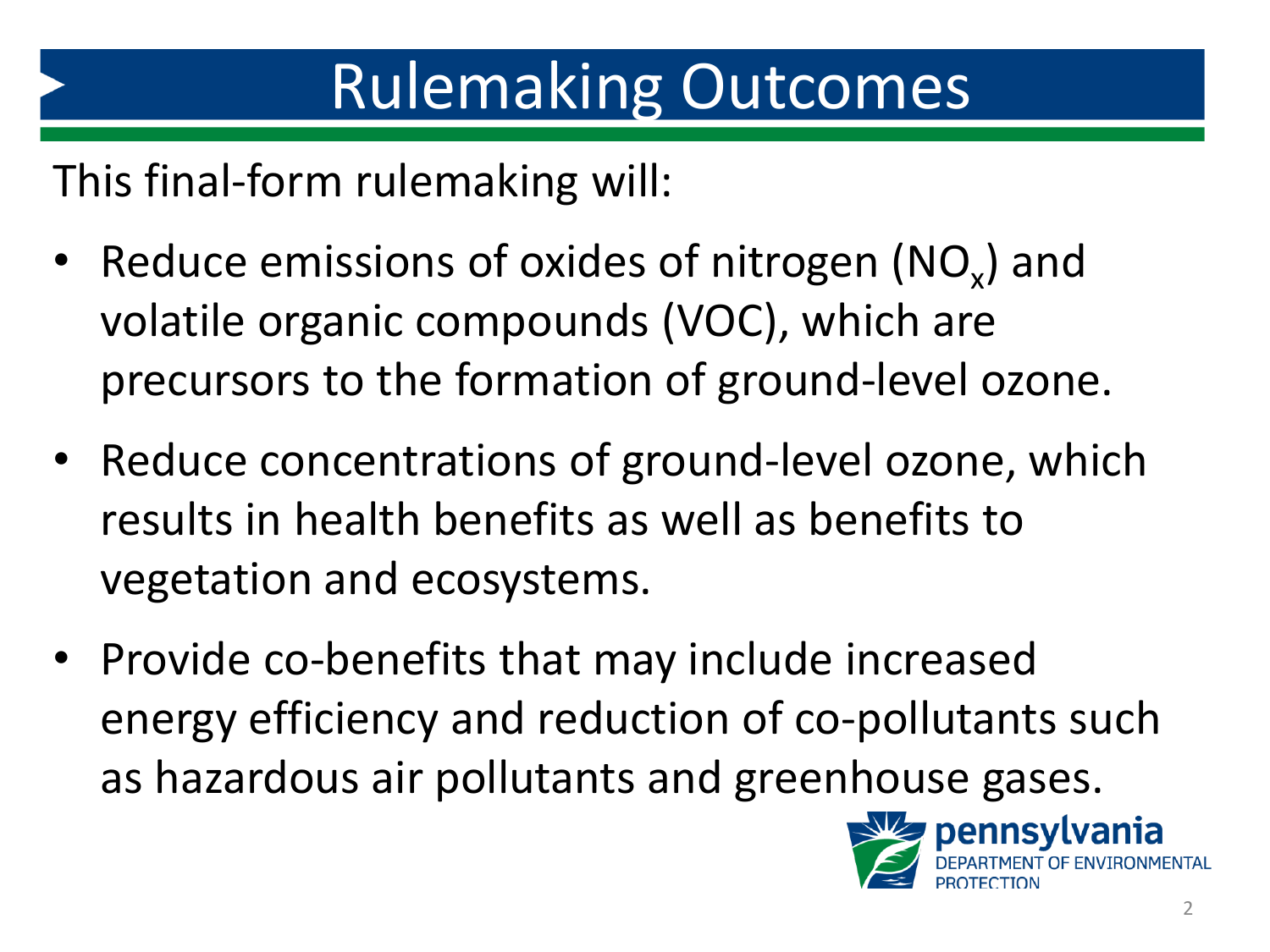# Rulemaking Outcomes

This final-form rulemaking will:

- Reduce emissions of oxides of nitrogen ($NO_x$) and volatile organic compounds (VOC), which are precursors to the formation of ground-level ozone.
- Reduce concentrations of ground-level ozone, which results in health benefits as well as benefits to vegetation and ecosystems.
- Provide co-benefits that may include increased energy efficiency and reduction of co-pollutants such as hazardous air pollutants and greenhouse gases.

pennsylvania
DEPARTMENT OF ENVIRONMENTAL PROTECTION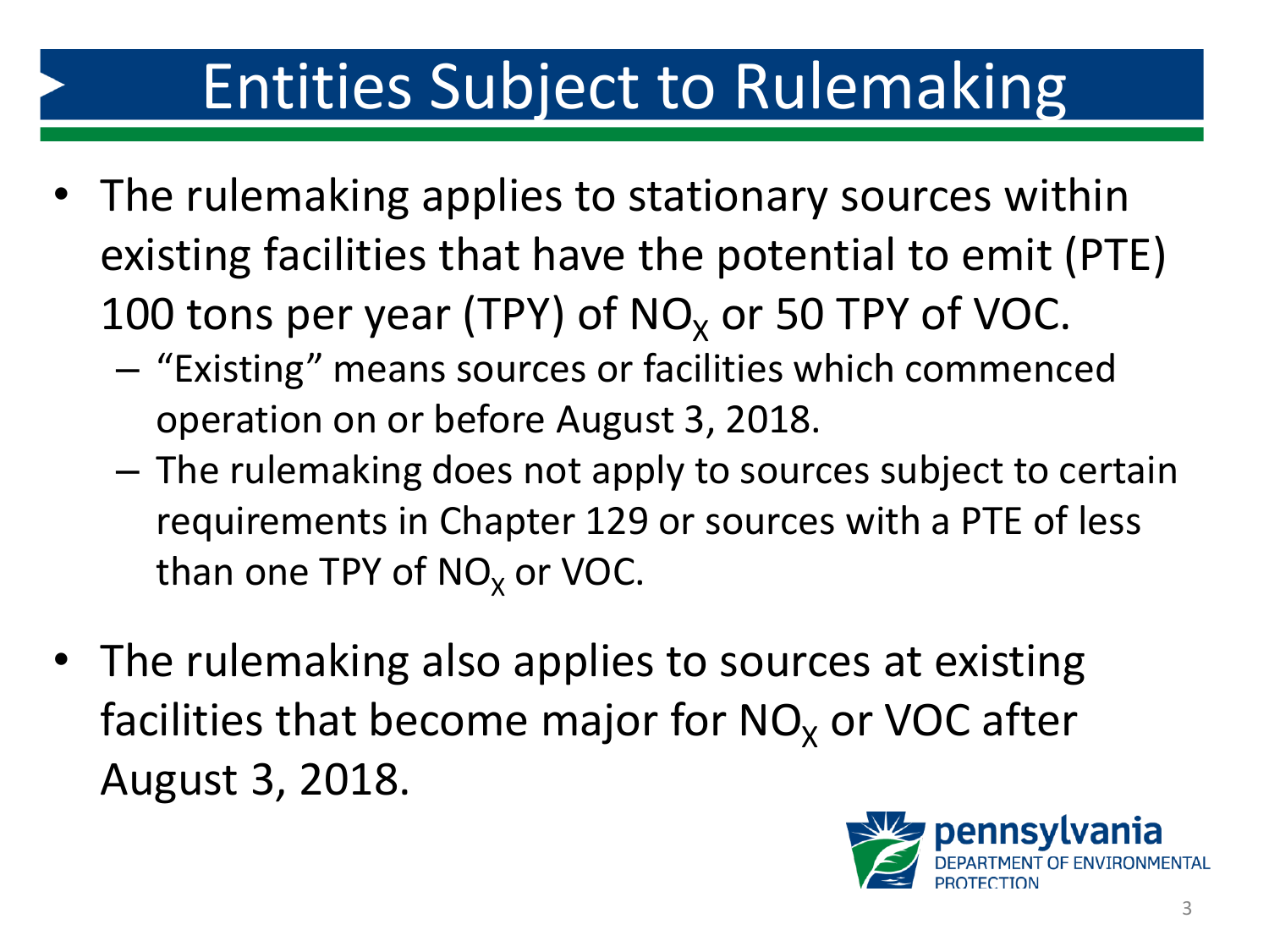# Entities Subject to Rulemaking

- The rulemaking applies to stationary sources within existing facilities that have the potential to emit (PTE) 100 tons per year (TPY) of $NO_X$ or 50 TPY of VOC.
  - "Existing" means sources or facilities which commenced operation on or before August 3, 2018.
  - The rulemaking does not apply to sources subject to certain requirements in Chapter 129 or sources with a PTE of less than one TPY of $NO_X$ or VOC.
- The rulemaking also applies to sources at existing facilities that become major for $NO_X$ or VOC after August 3, 2018.

pennsylvania DEPARTMENT OF ENVIRONMENTAL PROTECTION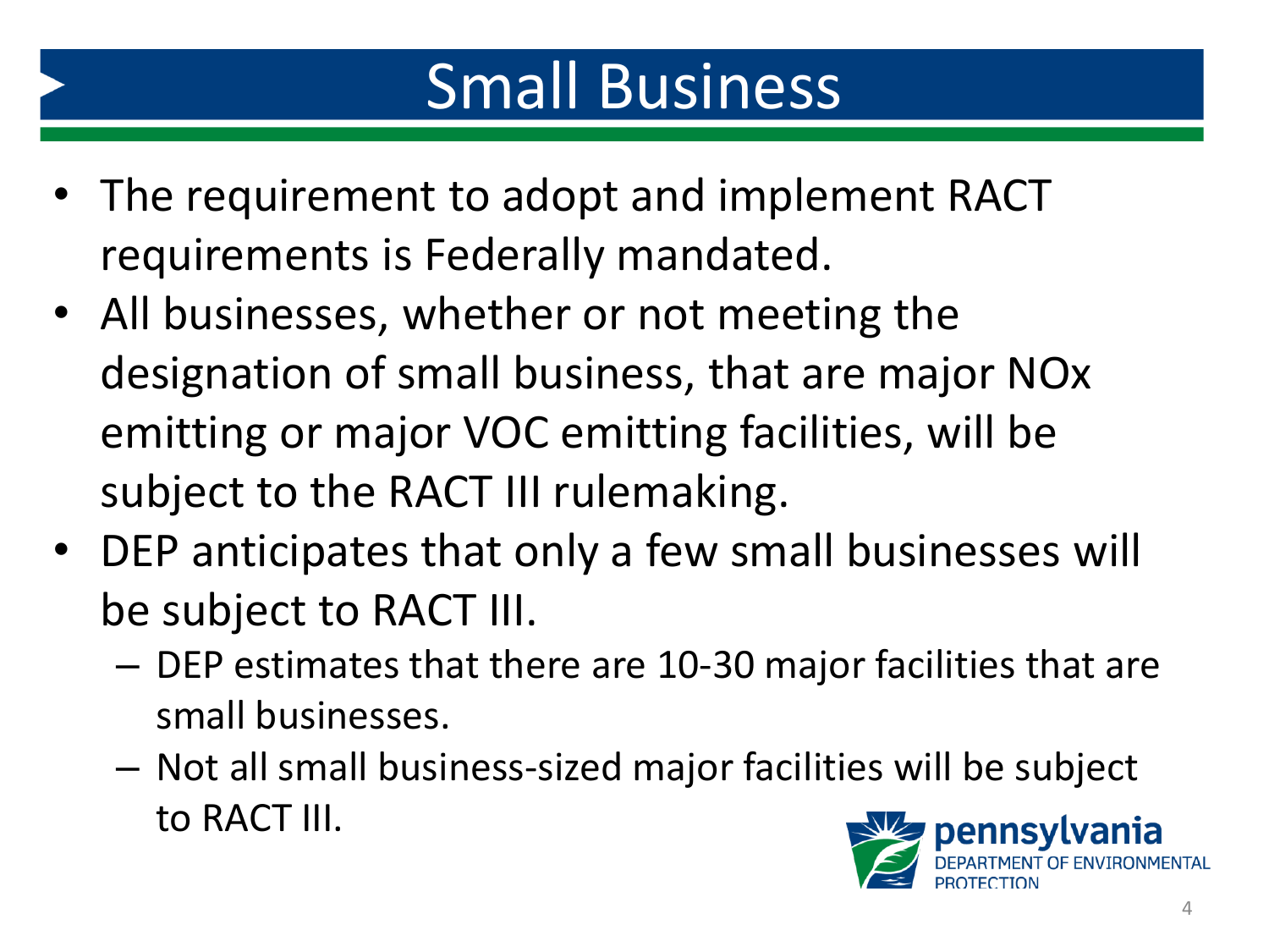# Small Business

- The requirement to adopt and implement RACT requirements is Federally mandated.
- All businesses, whether or not meeting the designation of small business, that are major NOx emitting or major VOC emitting facilities, will be subject to the RACT III rulemaking.
- DEP anticipates that only a few small businesses will be subject to RACT III.
  - DEP estimates that there are 10-30 major facilities that are small businesses.
  - Not all small business-sized major facilities will be subject to RACT III.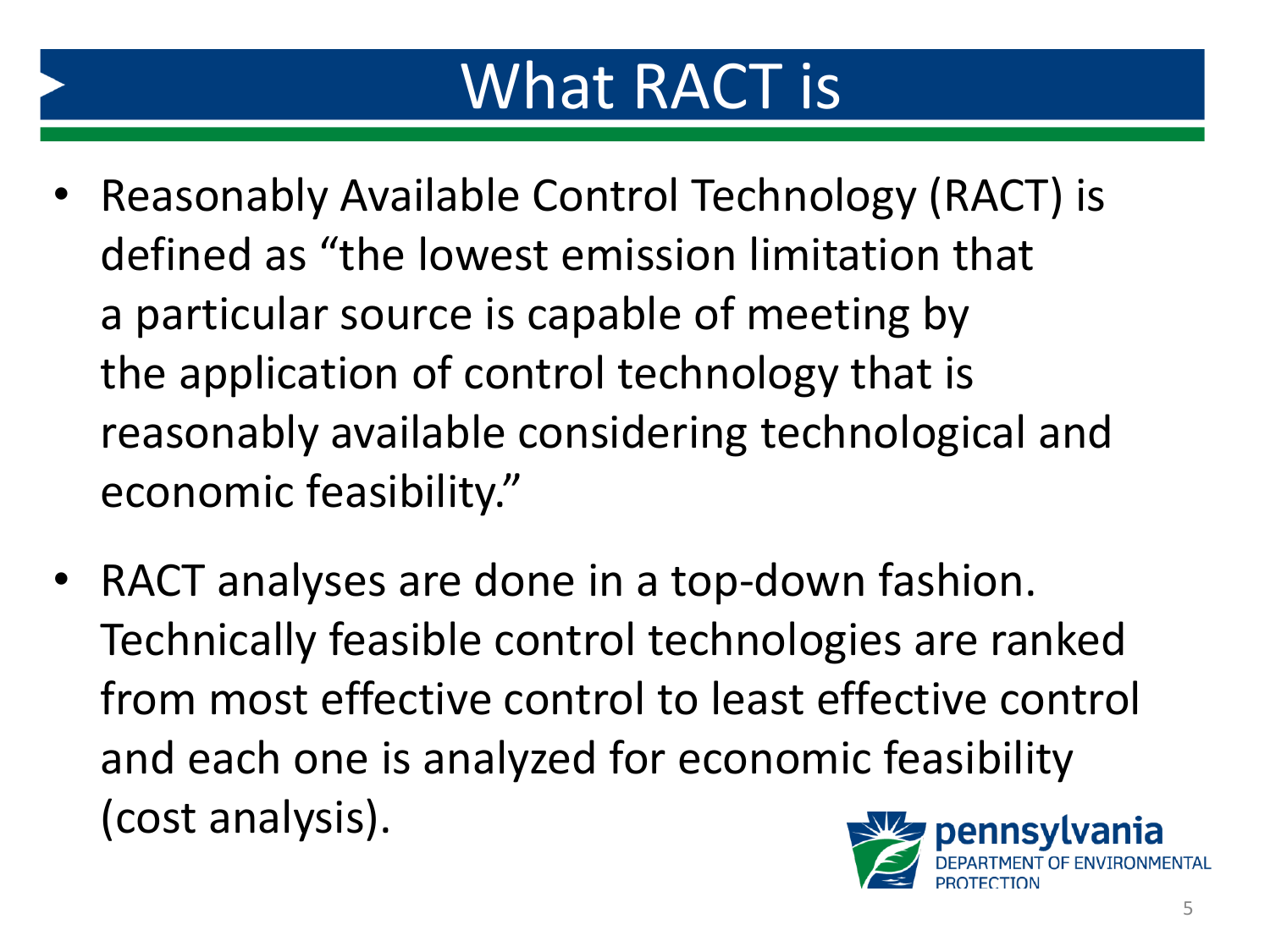# What RACT is

- Reasonably Available Control Technology (RACT) is defined as “the lowest emission limitation that a particular source is capable of meeting by the application of control technology that is reasonably available considering technological and economic feasibility.”
- RACT analyses are done in a top-down fashion. Technically feasible control technologies are ranked from most effective control to least effective control and each one is analyzed for economic feasibility (cost analysis).

pennsylvania
DEPARTMENT OF ENVIRONMENTAL PROTECTION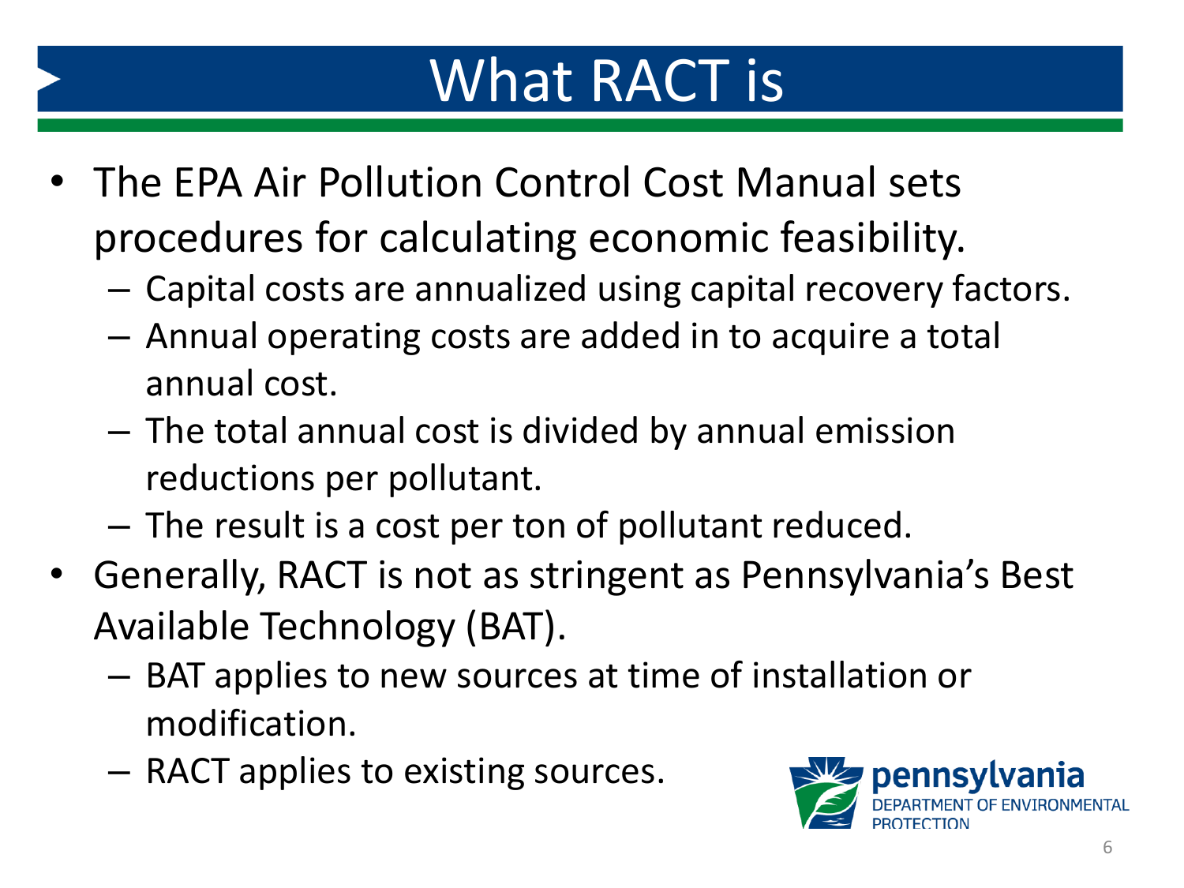# What RACT is

- The EPA Air Pollution Control Cost Manual sets procedures for calculating economic feasibility.
  - Capital costs are annualized using capital recovery factors.
  - Annual operating costs are added in to acquire a total annual cost.
  - The total annual cost is divided by annual emission reductions per pollutant.
  - The result is a cost per ton of pollutant reduced.
- Generally, RACT is not as stringent as Pennsylvania's Best Available Technology (BAT).
  - BAT applies to new sources at time of installation or modification.
  - RACT applies to existing sources.

pennsylvania
DEPARTMENT OF ENVIRONMENTAL PROTECTION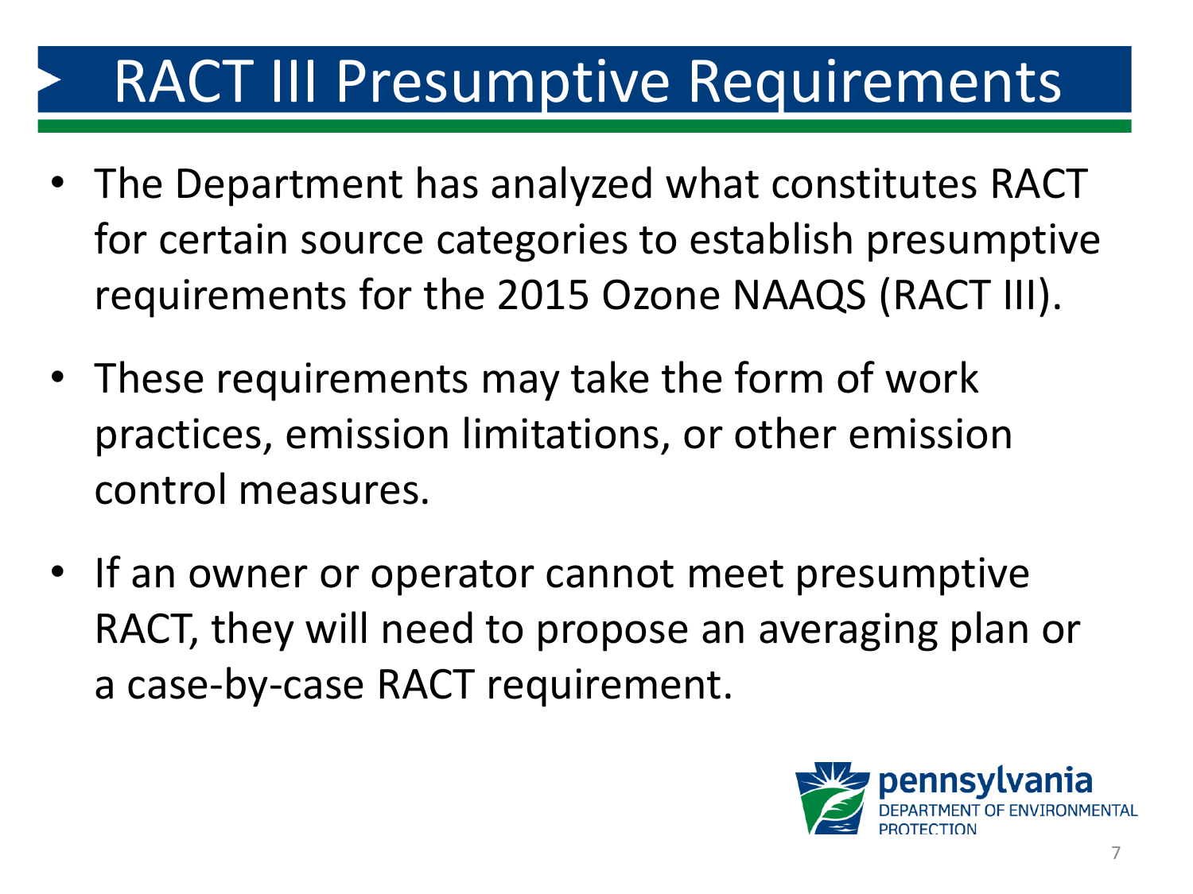# RACT III Presumptive Requirements

- The Department has analyzed what constitutes RACT for certain source categories to establish presumptive requirements for the 2015 Ozone NAAQS (RACT III).
- These requirements may take the form of work practices, emission limitations, or other emission control measures.
- If an owner or operator cannot meet presumptive RACT, they will need to propose an averaging plan or a case-by-case RACT requirement.

pennsylvania
DEPARTMENT OF ENVIRONMENTAL PROTECTION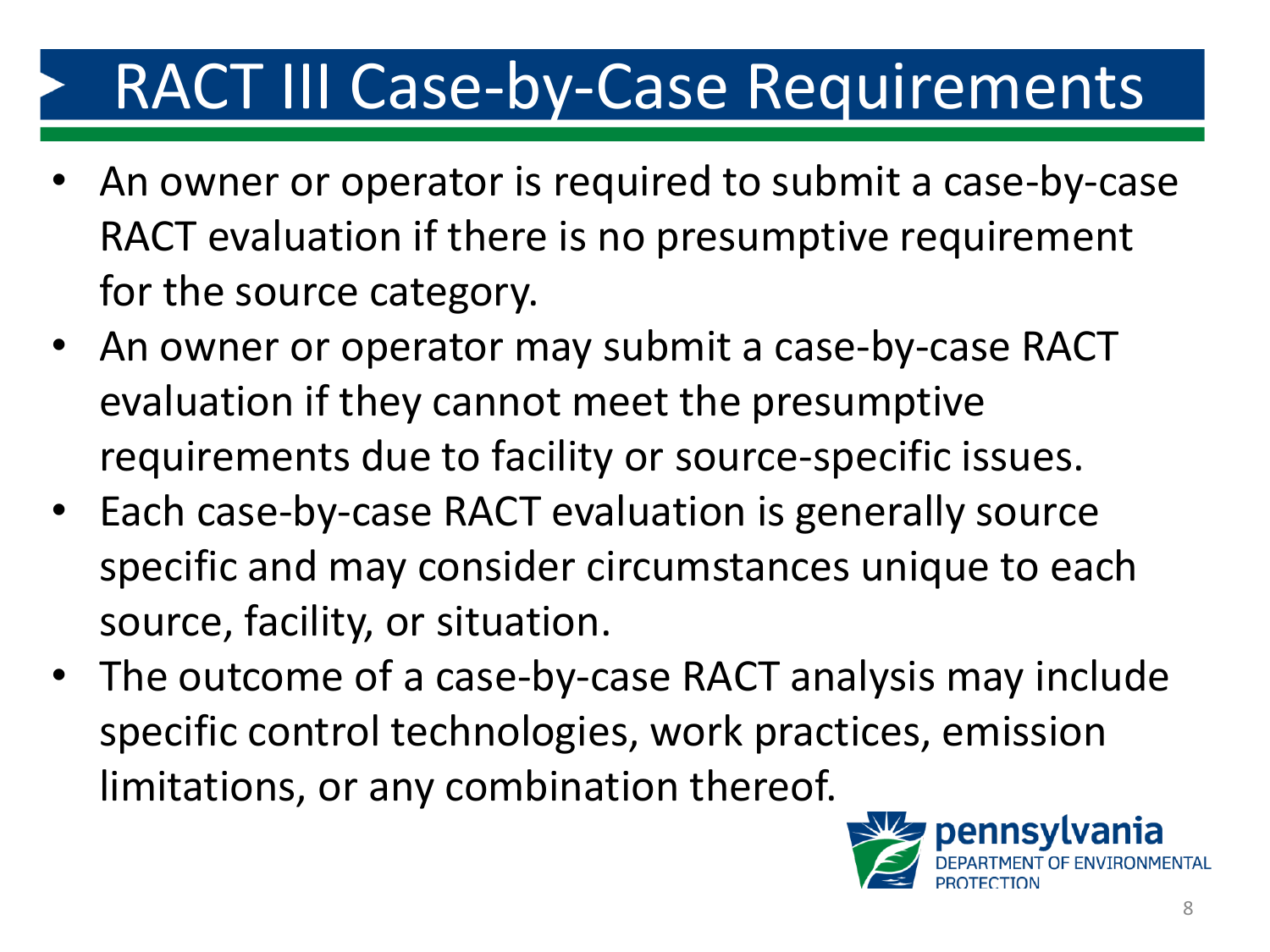# RACT III Case-by-Case Requirements

- An owner or operator is required to submit a case-by-case RACT evaluation if there is no presumptive requirement for the source category.
- An owner or operator may submit a case-by-case RACT evaluation if they cannot meet the presumptive requirements due to facility or source-specific issues.
- Each case-by-case RACT evaluation is generally source specific and may consider circumstances unique to each source, facility, or situation.
- The outcome of a case-by-case RACT analysis may include specific control technologies, work practices, emission limitations, or any combination thereof.

pennsylvania DEPARTMENT OF ENVIRONMENTAL PROTECTION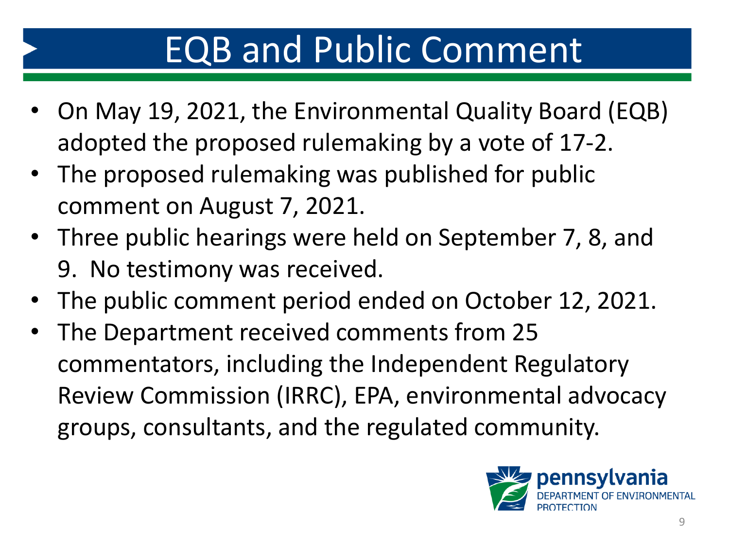# EQB and Public Comment

- On May 19, 2021, the Environmental Quality Board (EQB) adopted the proposed rulemaking by a vote of 17-2.
- The proposed rulemaking was published for public comment on August 7, 2021.
- Three public hearings were held on September 7, 8, and 9. No testimony was received.
- The public comment period ended on October 12, 2021.
- The Department received comments from 25 commentators, including the Independent Regulatory Review Commission (IRRC), EPA, environmental advocacy groups, consultants, and the regulated community.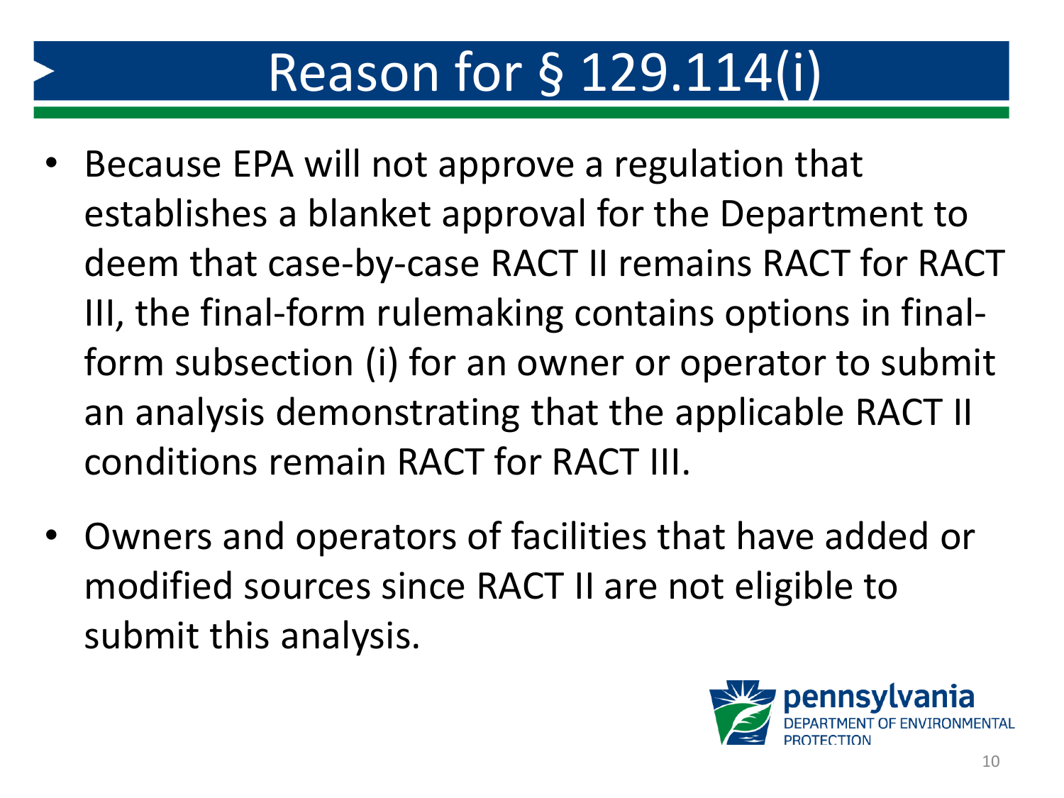# Reason for § 129.114(i)

- Because EPA will not approve a regulation that establishes a blanket approval for the Department to deem that case-by-case RACT II remains RACT for RACT III, the final-form rulemaking contains options in final-form subsection (i) for an owner or operator to submit an analysis demonstrating that the applicable RACT II conditions remain RACT for RACT III.
- Owners and operators of facilities that have added or modified sources since RACT II are not eligible to submit this analysis.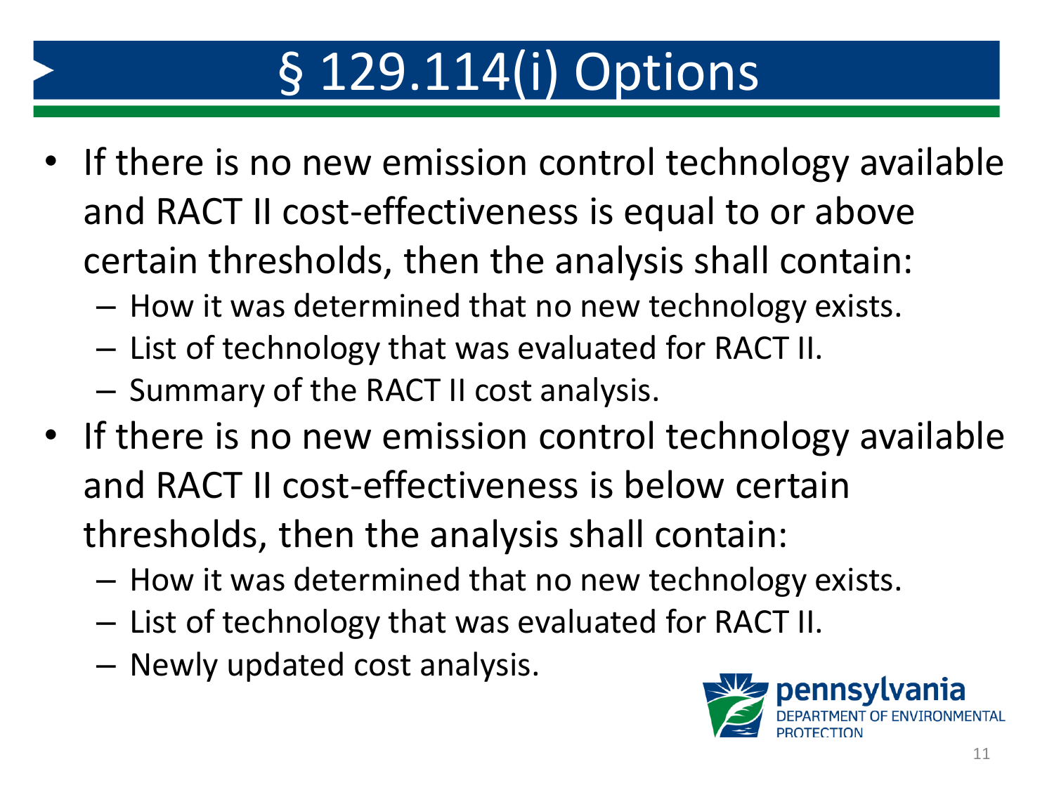# § 129.114(i) Options

- If there is no new emission control technology available and RACT II cost-effectiveness is equal to or above certain thresholds, then the analysis shall contain:
  - How it was determined that no new technology exists.
  - List of technology that was evaluated for RACT II.
  - Summary of the RACT II cost analysis.
- If there is no new emission control technology available and RACT II cost-effectiveness is below certain thresholds, then the analysis shall contain:
  - How it was determined that no new technology exists.
  - List of technology that was evaluated for RACT II.
  - Newly updated cost analysis.

pennsylvania
DEPARTMENT OF ENVIRONMENTAL PROTECTION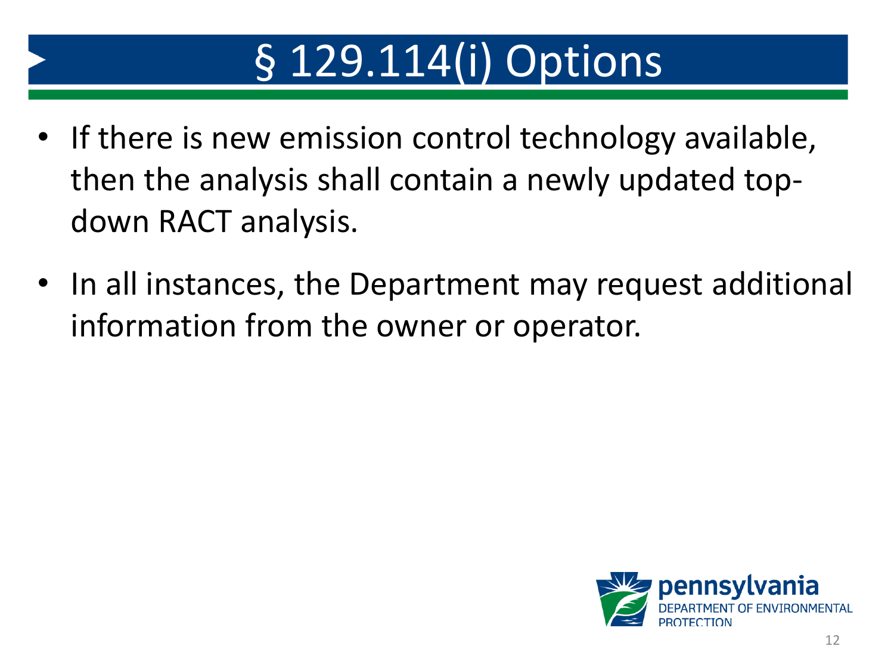# § 129.114(i) Options

- If there is new emission control technology available, then the analysis shall contain a newly updated top-down RACT analysis.
- In all instances, the Department may request additional information from the owner or operator.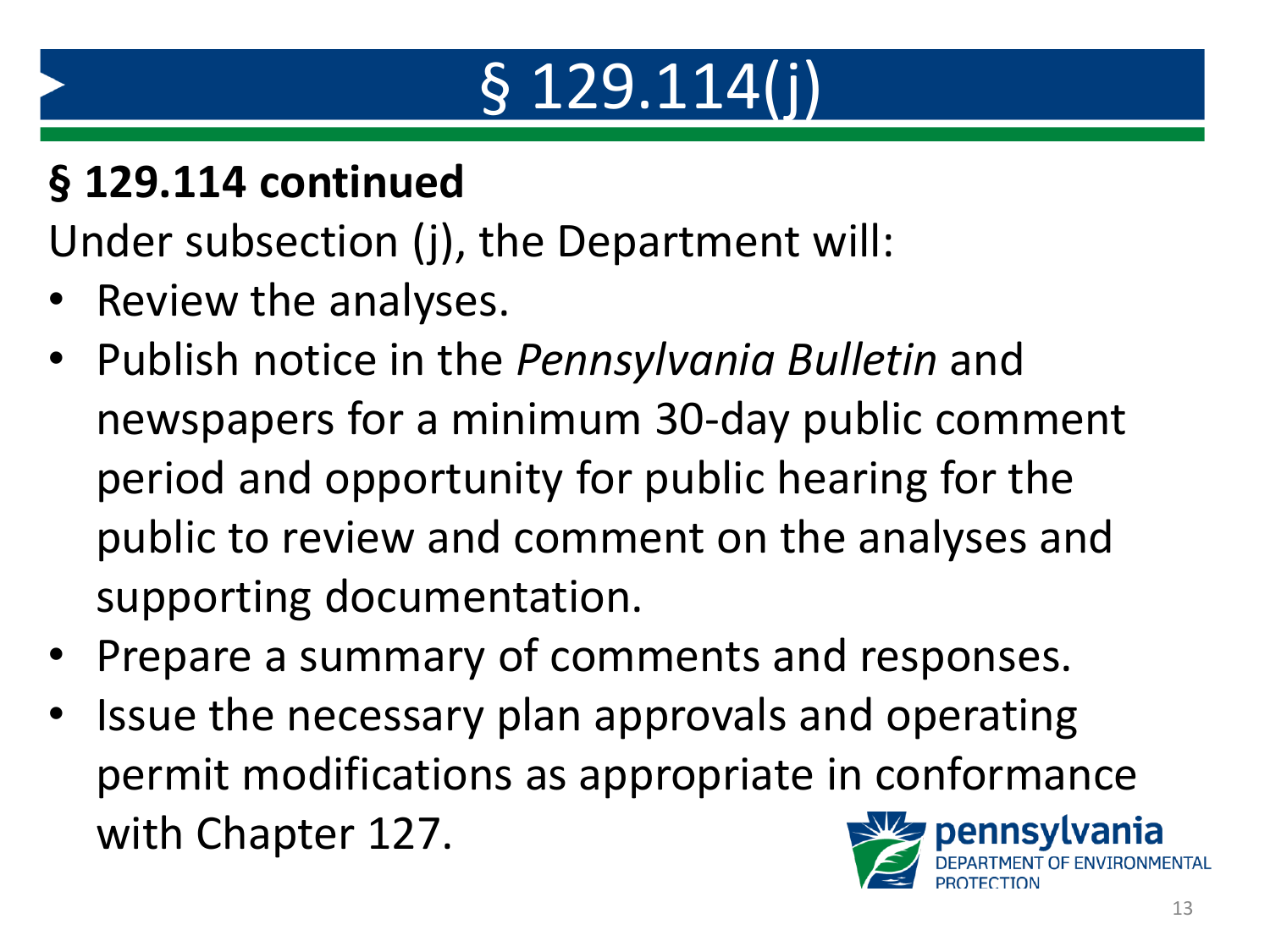# § 129.114(j)

**§ 129.114 continued**

Under subsection (j), the Department will:

- Review the analyses.
- Publish notice in the *Pennsylvania Bulletin* and newspapers for a minimum 30-day public comment period and opportunity for public hearing for the public to review and comment on the analyses and supporting documentation.
- Prepare a summary of comments and responses.
- Issue the necessary plan approvals and operating permit modifications as appropriate in conformance with Chapter 127.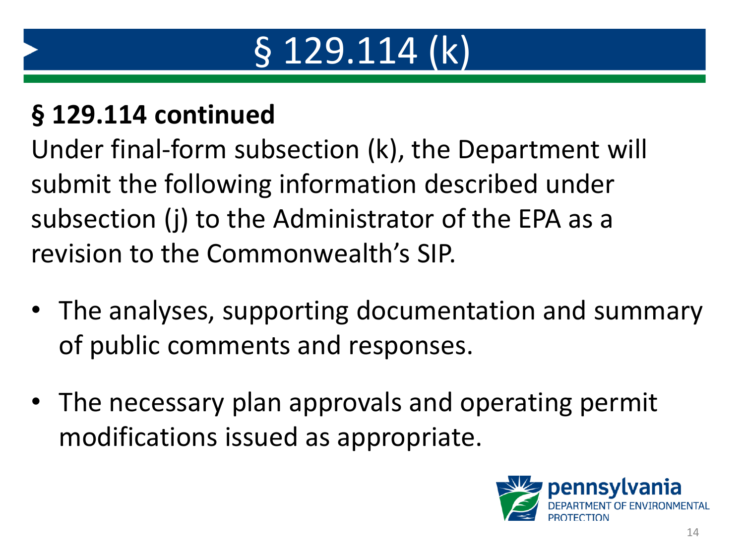# § 129.114 (k)

**§ 129.114 continued**

Under final-form subsection (k), the Department will submit the following information described under subsection (j) to the Administrator of the EPA as a revision to the Commonwealth's SIP.

- The analyses, supporting documentation and summary of public comments and responses.
- The necessary plan approvals and operating permit modifications issued as appropriate.

pennsylvania DEPARTMENT OF ENVIRONMENTAL PROTECTION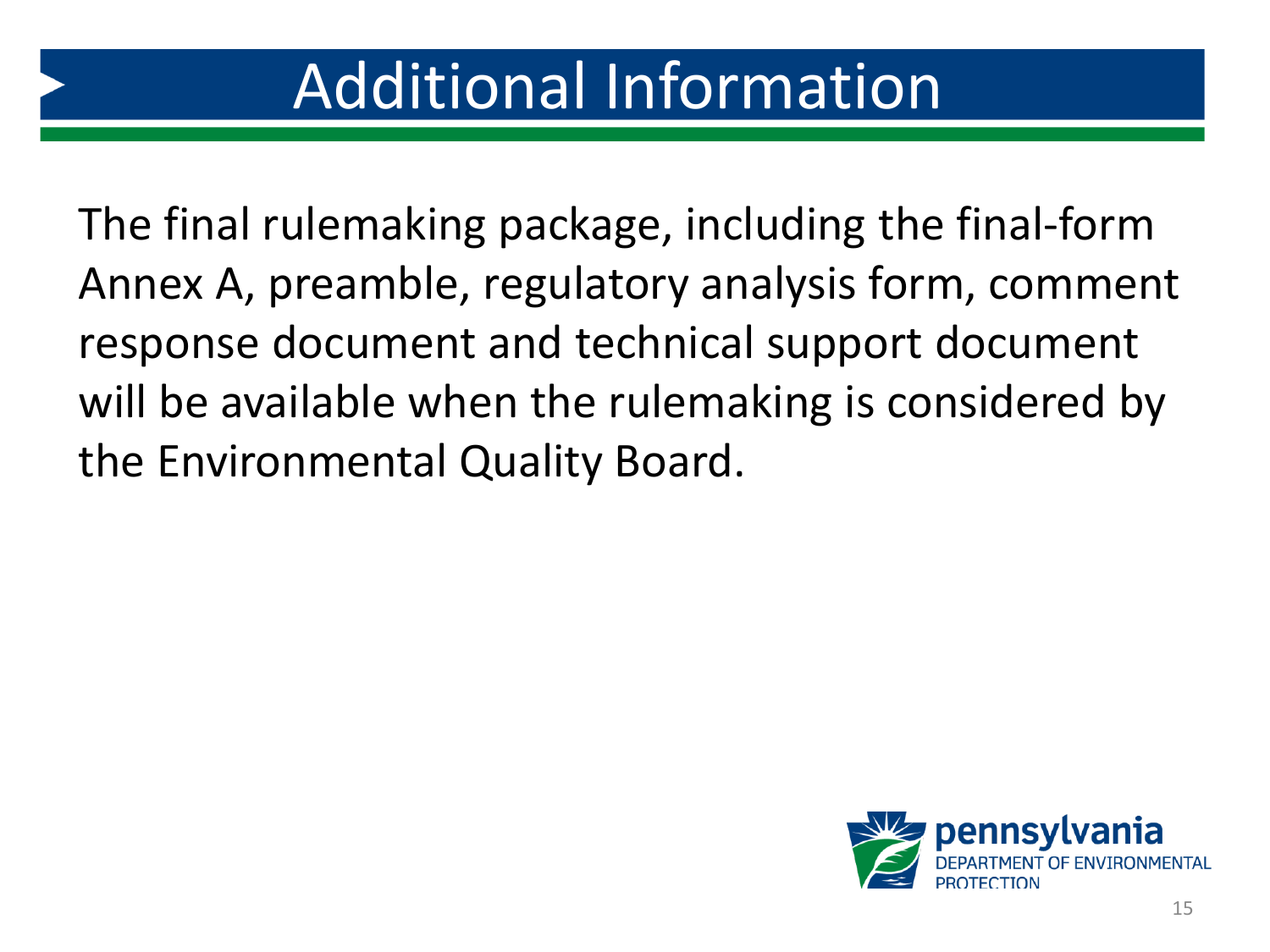# Additional Information

The final rulemaking package, including the final-form Annex A, preamble, regulatory analysis form, comment response document and technical support document will be available when the rulemaking is considered by the Environmental Quality Board.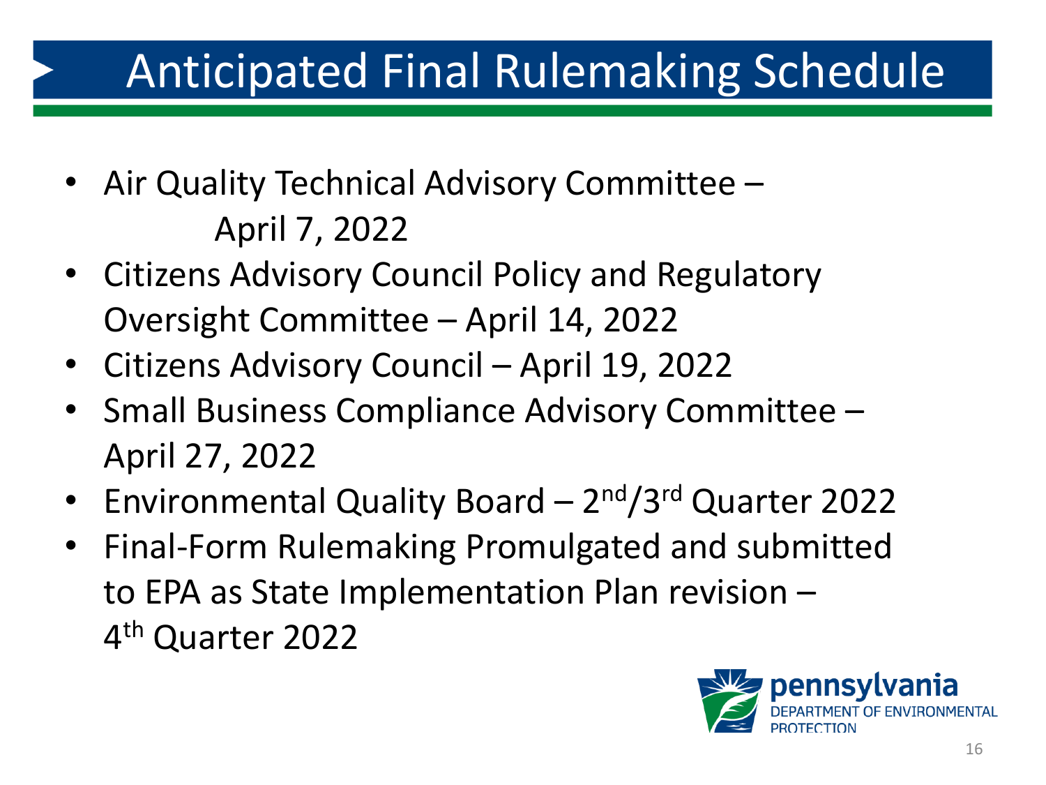# Anticipated Final Rulemaking Schedule

- Air Quality Technical Advisory Committee – April 7, 2022
- Citizens Advisory Council Policy and Regulatory Oversight Committee – April 14, 2022
- Citizens Advisory Council – April 19, 2022
- Small Business Compliance Advisory Committee – April 27, 2022
- Environmental Quality Board – 2nd/3rd Quarter 2022
- Final-Form Rulemaking Promulgated and submitted to EPA as State Implementation Plan revision – 4th Quarter 2022

pennsylvania DEPARTMENT OF ENVIRONMENTAL PROTECTION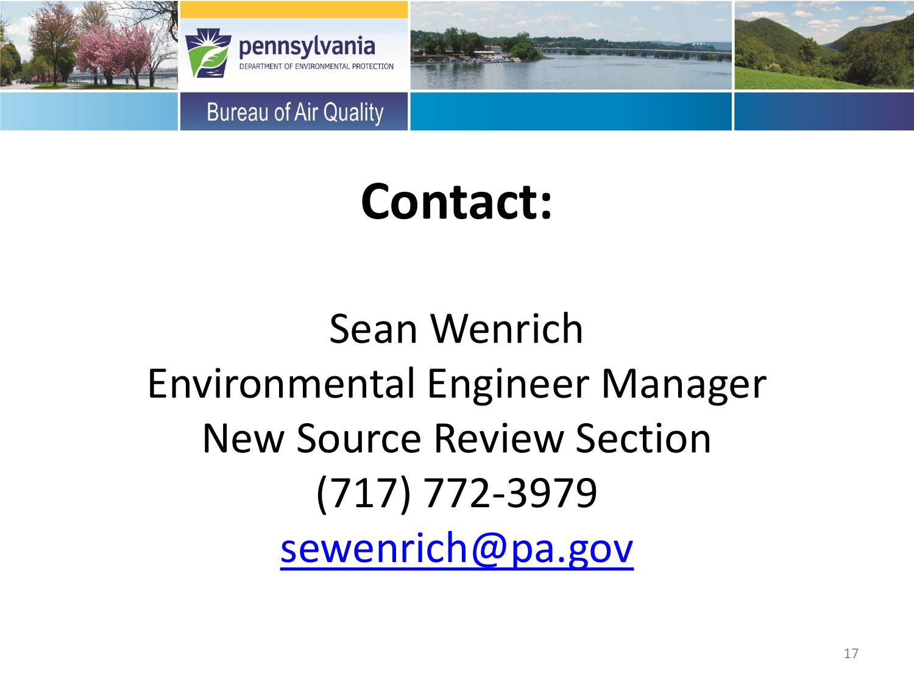pennsylvania
DEPARTMENT OF ENVIRONMENTAL PROTECTION

Bureau of Air Quality

# Contact:

Sean Wenrich
Environmental Engineer Manager
New Source Review Section
(717) 772-3979
sewenrich@pa.gov